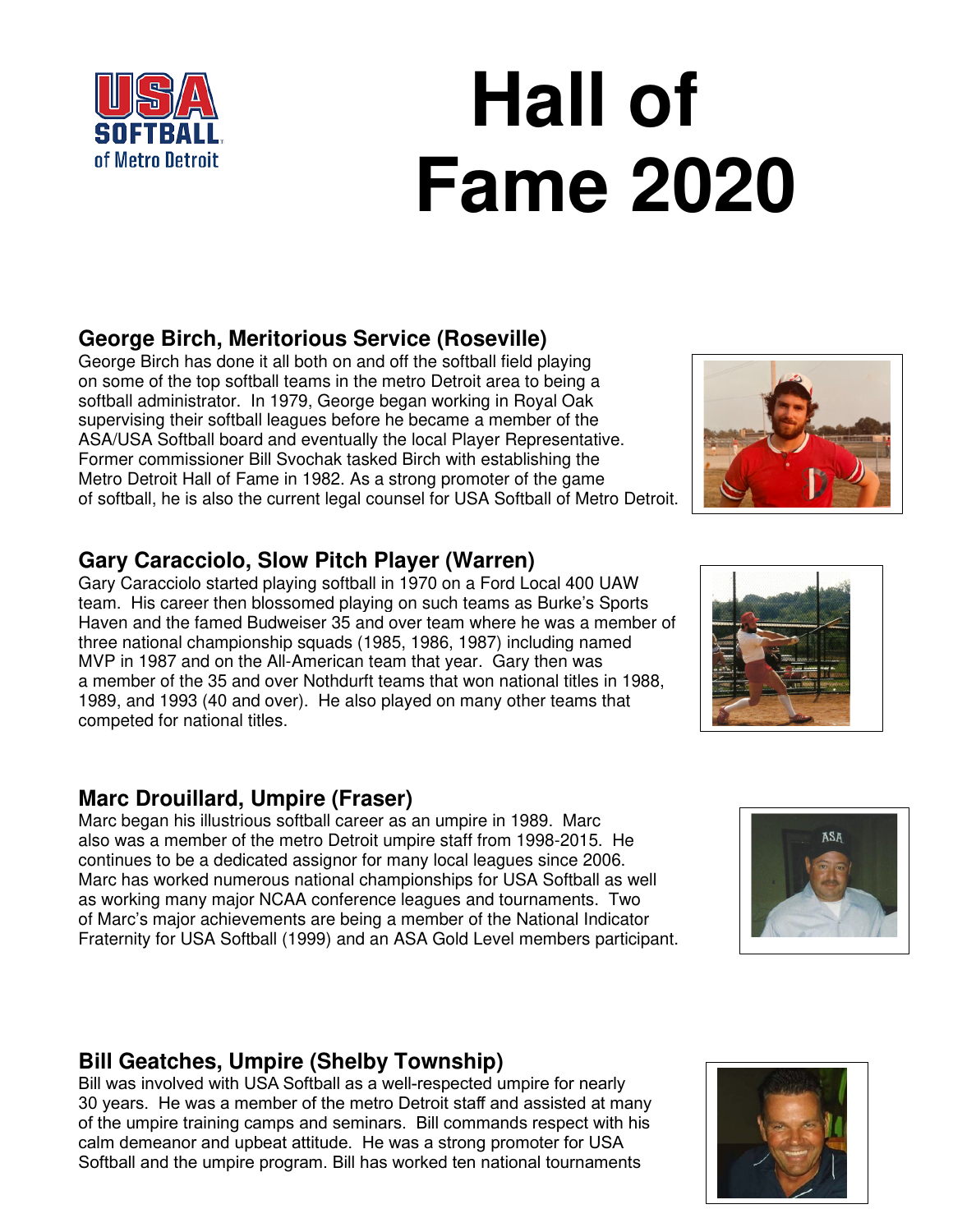# Hall of Fame 2020

USA SOFTBALL of Metro Detroit

### George Birch, Meritorious Service (Roseville)

George Birch has done it all both on and off the softball field playing on some of the top softball teams in the metro Detroit area to being a softball administrator. In 1979, George began working in Royal Oak supervising their softball leagues before he became a member of the ASA/USA Softball board and eventually the local Player Representative. Former commissioner Bill Svochak tasked Birch with establishing the Metro Detroit Hall of Fame in 1982. As a strong promoter of the game of softball, he is also the current legal counsel for USA Softball of Metro Detroit.

### Gary Caracciolo, Slow Pitch Player (Warren)

Gary Caracciolo started playing softball in 1970 on a Ford Local 400 UAW team. His career then blossomed playing on such teams as Burke's Sports Haven and the famed Budweiser 35 and over team where he was a member of three national championship squads (1985, 1986, 1987) including named MVP in 1987 and on the All-American team that year. Gary then was a member of the 35 and over Nothdurft teams that won national titles in 1988, 1989, and 1993 (40 and over). He also played on many other teams that competed for national titles.

### Marc Drouillard, Umpire (Fraser)

Marc began his illustrious softball career as an umpire in 1989. Marc also was a member of the metro Detroit umpire staff from 1998-2015. He continues to be a dedicated assignor for many local leagues since 2006. Marc has worked numerous national championships for USA Softball as well as working many major NCAA conference leagues and tournaments. Two of Marc's major achievements are being a member of the National Indicator Fraternity for USA Softball (1999) and an ASA Gold Level members participant.

### Bill Geatches, Umpire (Shelby Township)

Bill was involved with USA Softball as a well-respected umpire for nearly 30 years. He was a member of the metro Detroit staff and assisted at many of the umpire training camps and seminars. Bill commands respect with his calm demeanor and upbeat attitude. He was a strong promoter for USA Softball and the umpire program. Bill has worked ten national tournaments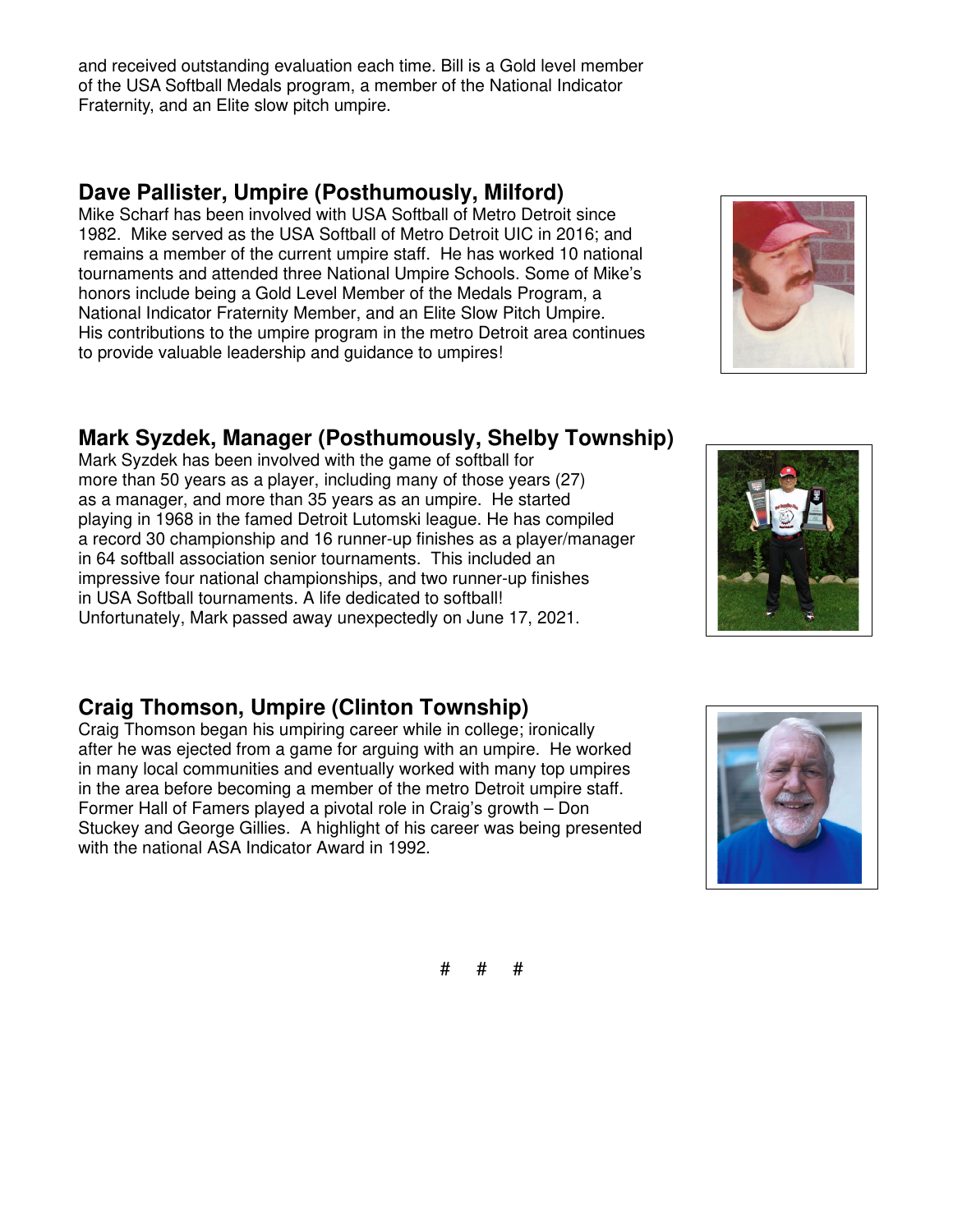and received outstanding evaluation each time. Bill is a Gold level member of the USA Softball Medals program, a member of the National Indicator Fraternity, and an Elite slow pitch umpire.

## Dave Pallister, Umpire (Posthumously, Milford)

Mike Scharf has been involved with USA Softball of Metro Detroit since 1982. Mike served as the USA Softball of Metro Detroit UIC in 2016; and remains a member of the current umpire staff. He has worked 10 national tournaments and attended three National Umpire Schools. Some of Mike's honors include being a Gold Level Member of the Medals Program, a National Indicator Fraternity Member, and an Elite Slow Pitch Umpire. His contributions to the umpire program in the metro Detroit area continues to provide valuable leadership and guidance to umpires!

## Mark Syzdek, Manager (Posthumously, Shelby Township)

Mark Syzdek has been involved with the game of softball for more than 50 years as a player, including many of those years (27) as a manager, and more than 35 years as an umpire. He started playing in 1968 in the famed Detroit Lutomski league. He has compiled a record 30 championship and 16 runner-up finishes as a player/manager in 64 softball association senior tournaments. This included an impressive four national championships, and two runner-up finishes in USA Softball tournaments. A life dedicated to softball! Unfortunately, Mark passed away unexpectedly on June 17, 2021.

## Craig Thomson, Umpire (Clinton Township)

Craig Thomson began his umpiring career while in college; ironically after he was ejected from a game for arguing with an umpire. He worked in many local communities and eventually worked with many top umpires in the area before becoming a member of the metro Detroit umpire staff. Former Hall of Famers played a pivotal role in Craig's growth – Don Stuckey and George Gillies. A highlight of his career was being presented with the national ASA Indicator Award in 1992.

# # #